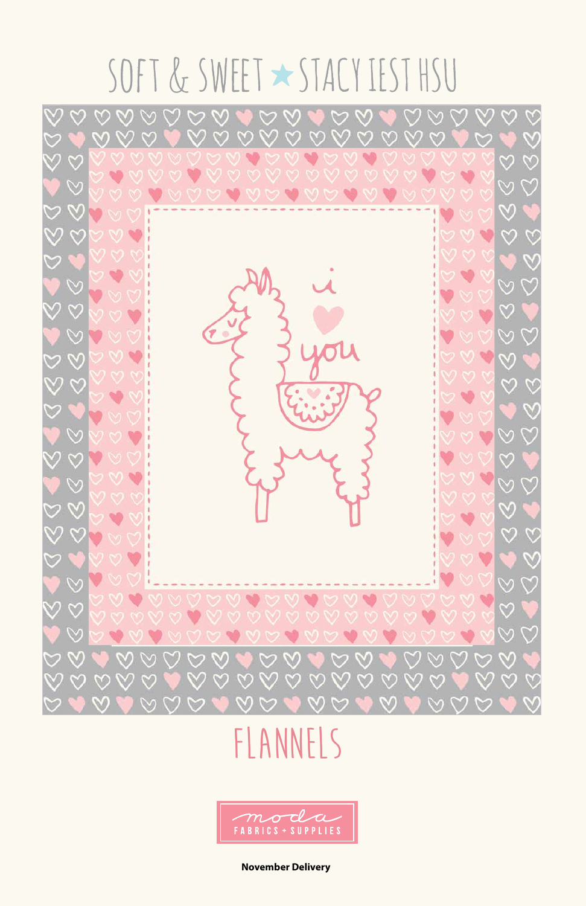# SOFT & SWEET ★ STACY IEST HSU

## FLANNELS

moda FABRICS + SUPPLIES

**November Delivery**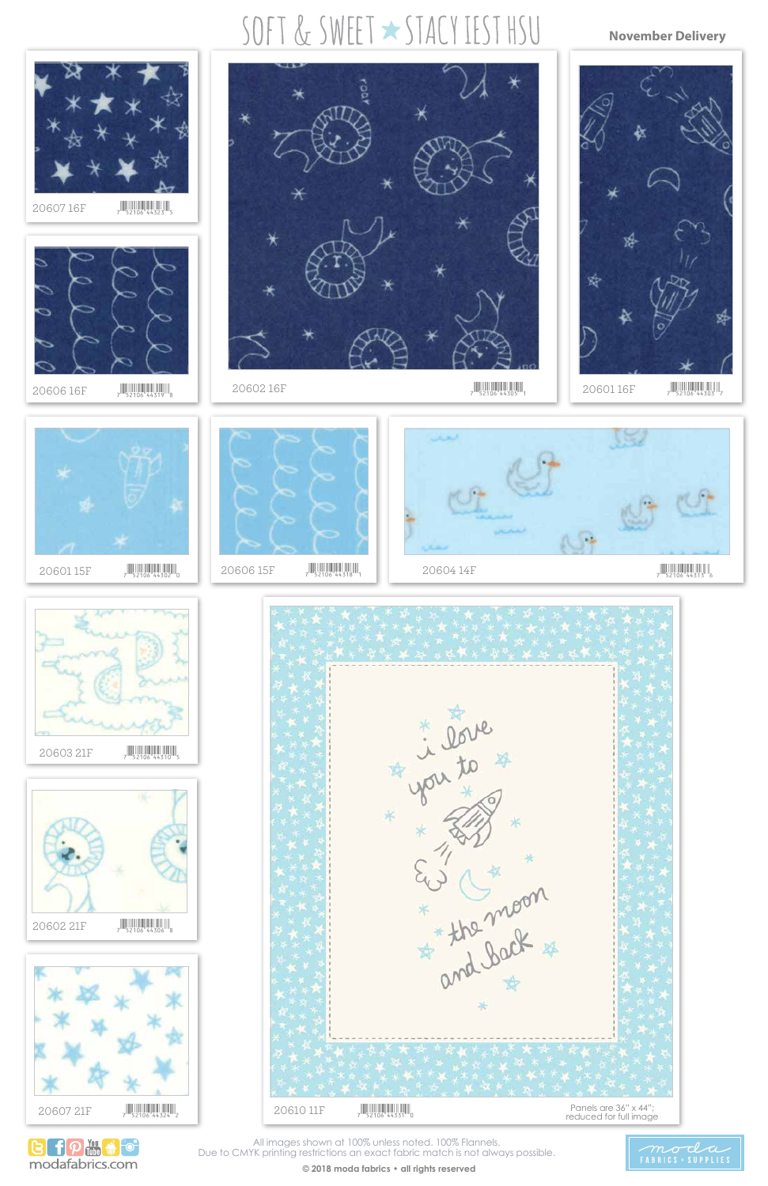# SOFT & SWEET ★ STACY IEST HSU

**November Delivery**

20607 16F

20606 16F

20602 16F

20601 16F

20601 15F

20606 15F

20604 14F

20603 21F

20602 21F

20607 21F

i love you to the moon and back

20610 11F

Panels are 36" x 44"; reduced for full image

modafabrics.com

All images shown at 100% unless noted. 100% Flannels.
Due to CMYK printing restrictions an exact fabric match is not always possible.

**© 2018 moda fabrics • all rights reserved**

moda FABRICS • SUPPLIES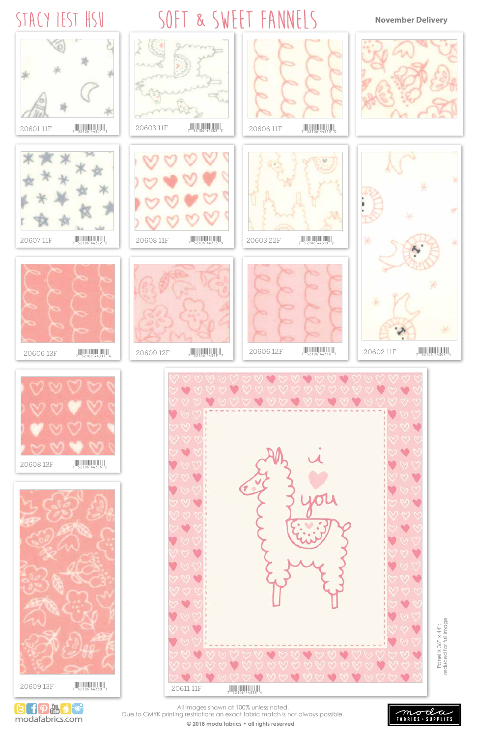# STACY IEST HSU

# SOFT & SWEET FANNELS

November Delivery

20601 11F

20603 11F

20606 11F

20607 11F

20608 11F

20603 22F

20606 13F

20609 12F

20606 12F

20602 11F

20608 13F

20609 13F

20611 11F

Panel is 36" x 44"; reduced for full image

modafabrics.com

All images shown at 100% unless noted.
Due to CMYK printing restrictions an exact fabric match is not always possible.

**© 2018 moda fabrics • all rights reserved**

moda FABRICS + SUPPLIES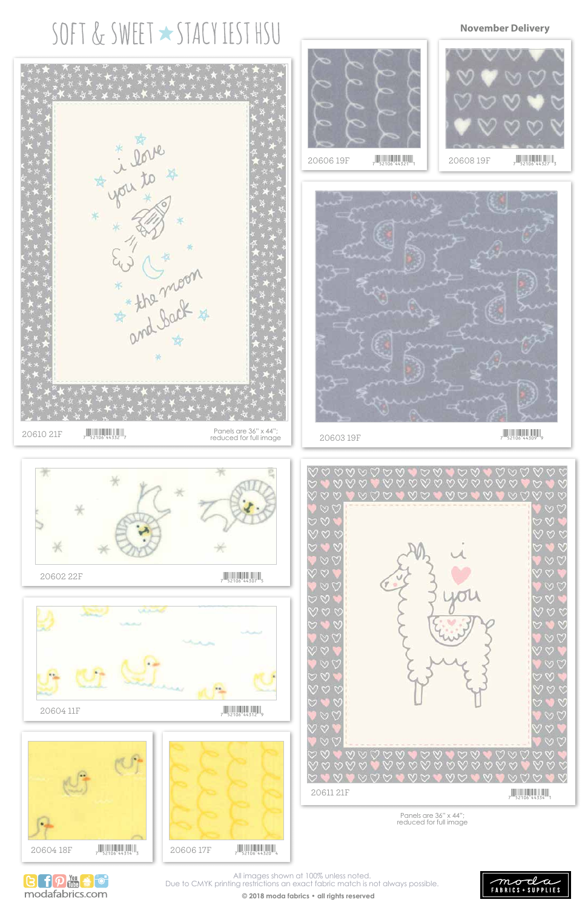# SOFT & SWEET ★ STACY IEST HSU

**November Delivery**

20610 21F

Panels are 36" x 44"; reduced for full image

20606 19F

20608 19F

20603 19F

20602 22F

20604 11F

20611 21F

Panels are 36" x 44"; reduced for full image

20604 18F

20606 17F

modafabrics.com

All images shown at 100% unless noted.
Due to CMYK printing restrictions an exact fabric match is not always possible.

**© 2018 moda fabrics • all rights reserved**

moda FABRICS + SUPPLIES